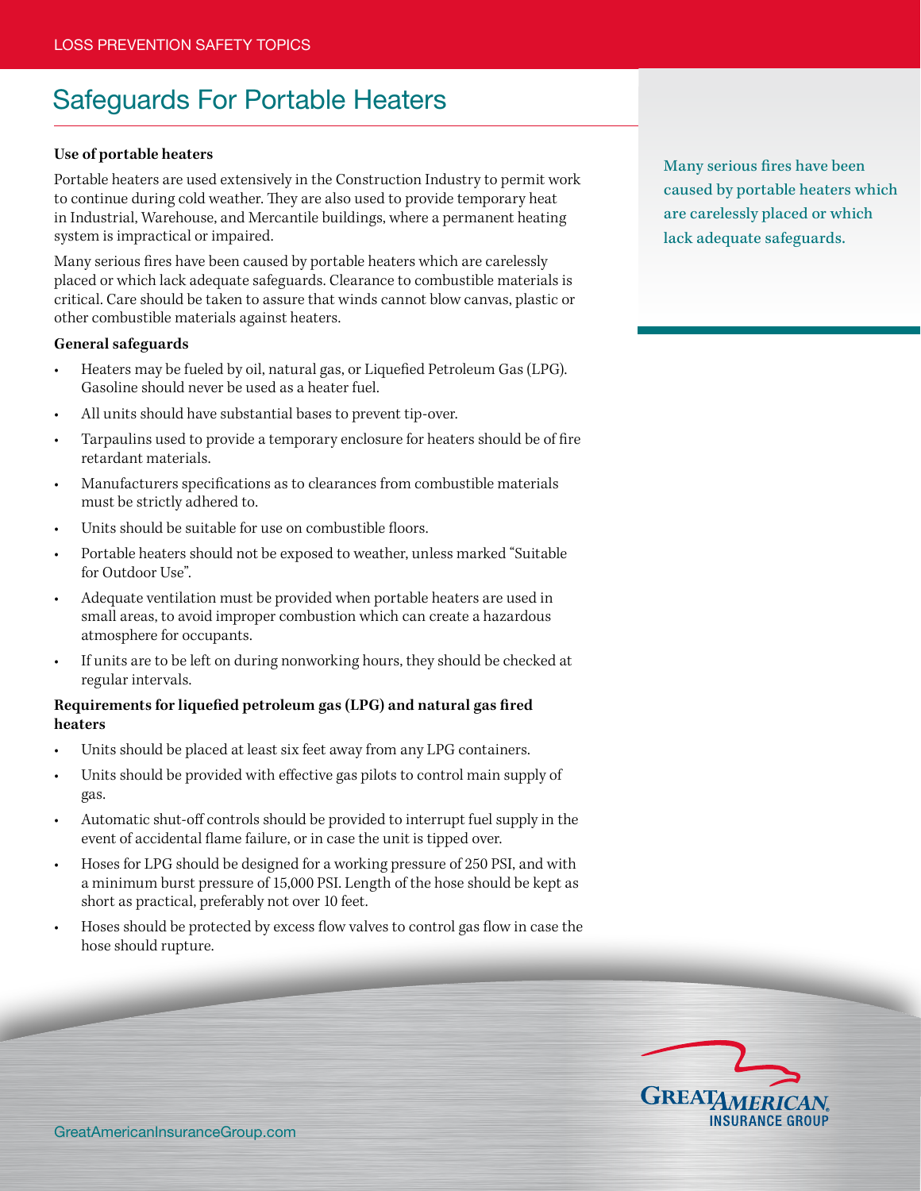# Safeguards For Portable Heaters

**Use of portable heaters**

Portable heaters are used extensively in the Construction Industry to permit work to continue during cold weather. They are also used to provide temporary heat in Industrial, Warehouse, and Mercantile buildings, where a permanent heating system is impractical or impaired.

Many serious fires have been caused by portable heaters which are carelessly placed or which lack adequate safeguards. Clearance to combustible materials is critical. Care should be taken to assure that winds cannot blow canvas, plastic or other combustible materials against heaters.

> Many serious fires have been caused by portable heaters which are carelessly placed or which lack adequate safeguards.

**General safeguards**

- Heaters may be fueled by oil, natural gas, or Liquefied Petroleum Gas (LPG). Gasoline should never be used as a heater fuel.
- All units should have substantial bases to prevent tip-over.
- Tarpaulins used to provide a temporary enclosure for heaters should be of fire retardant materials.
- Manufacturers specifications as to clearances from combustible materials must be strictly adhered to.
- Units should be suitable for use on combustible floors.
- Portable heaters should not be exposed to weather, unless marked "Suitable for Outdoor Use".
- Adequate ventilation must be provided when portable heaters are used in small areas, to avoid improper combustion which can create a hazardous atmosphere for occupants.
- If units are to be left on during nonworking hours, they should be checked at regular intervals.

**Requirements for liquefied petroleum gas (LPG) and natural gas fired heaters**

- Units should be placed at least six feet away from any LPG containers.
- Units should be provided with effective gas pilots to control main supply of gas.
- Automatic shut-off controls should be provided to interrupt fuel supply in the event of accidental flame failure, or in case the unit is tipped over.
- Hoses for LPG should be designed for a working pressure of 250 PSI, and with a minimum burst pressure of 15,000 PSI. Length of the hose should be kept as short as practical, preferably not over 10 feet.
- Hoses should be protected by excess flow valves to control gas flow in case the hose should rupture.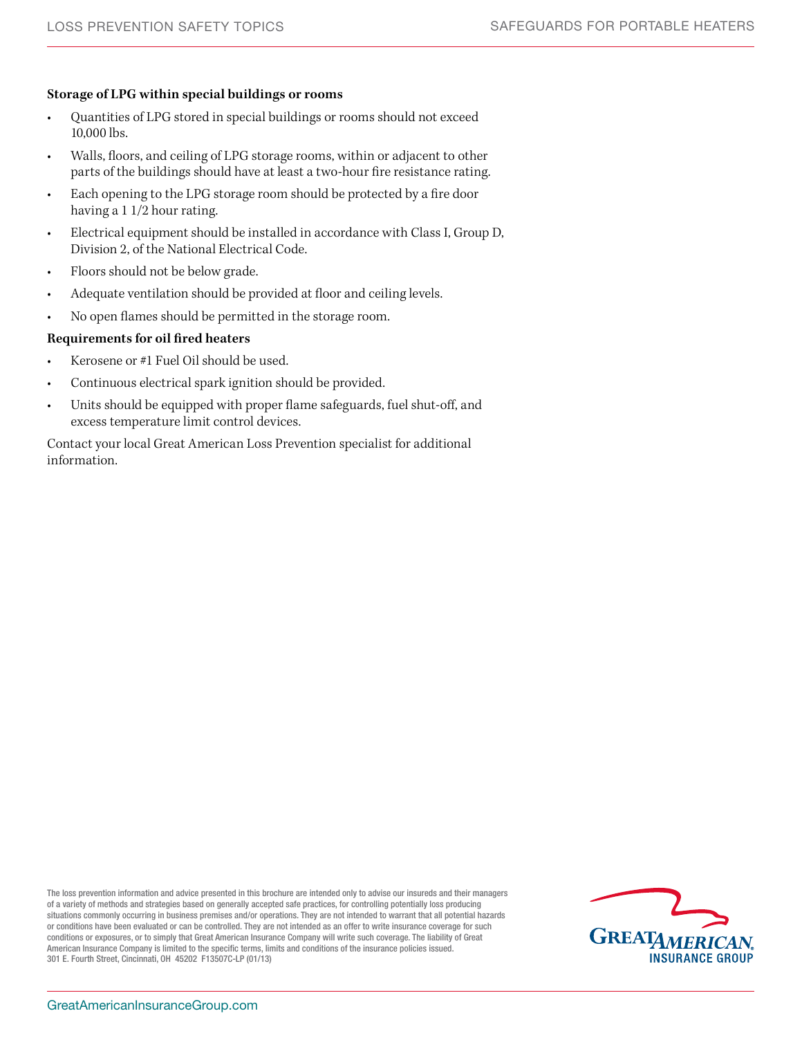**Storage of LPG within special buildings or rooms**

- Quantities of LPG stored in special buildings or rooms should not exceed 10,000 lbs.
- Walls, floors, and ceiling of LPG storage rooms, within or adjacent to other parts of the buildings should have at least a two-hour fire resistance rating.
- Each opening to the LPG storage room should be protected by a fire door having a 1 1/2 hour rating.
- Electrical equipment should be installed in accordance with Class I, Group D, Division 2, of the National Electrical Code.
- Floors should not be below grade.
- Adequate ventilation should be provided at floor and ceiling levels.
- No open flames should be permitted in the storage room.

**Requirements for oil fired heaters**

- Kerosene or #1 Fuel Oil should be used.
- Continuous electrical spark ignition should be provided.
- Units should be equipped with proper flame safeguards, fuel shut-off, and excess temperature limit control devices.

Contact your local Great American Loss Prevention specialist for additional information.

The loss prevention information and advice presented in this brochure are intended only to advise our insureds and their managers of a variety of methods and strategies based on generally accepted safe practices, for controlling potentially loss producing situations commonly occurring in business premises and/or operations. They are not intended to warrant that all potential hazards or conditions have been evaluated or can be controlled. They are not intended as an offer to write insurance coverage for such conditions or exposures, or to simply that Great American Insurance Company will write such coverage. The liability of Great American Insurance Company is limited to the specific terms, limits and conditions of the insurance policies issued.
301 E. Fourth Street, Cincinnati, OH 45202 F13507C-LP (01/13)

GREAT AMERICAN INSURANCE GROUP

GreatAmericanInsuranceGroup.com